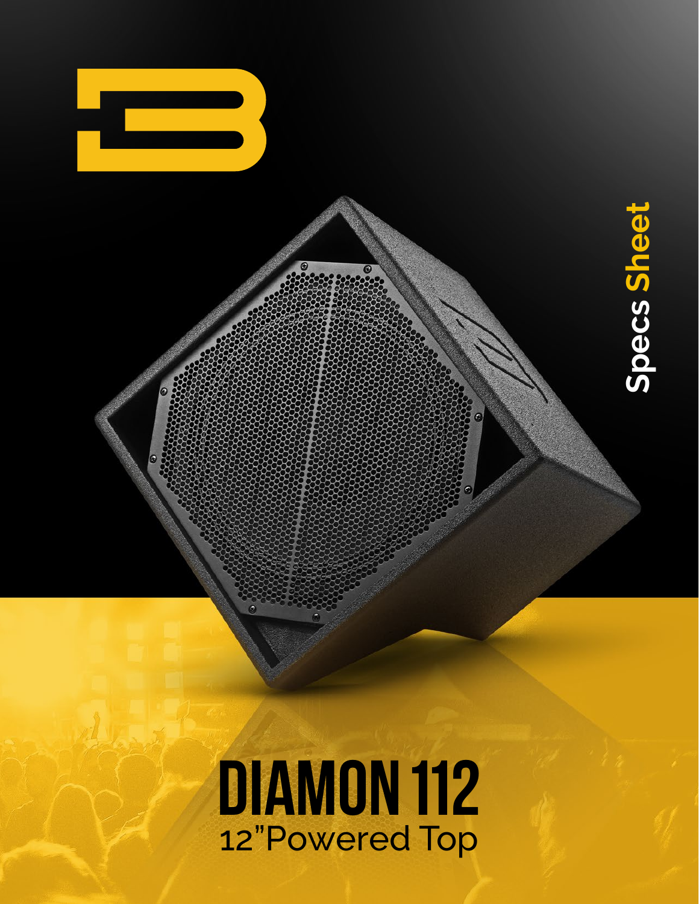Specs Sheet

# DIAMON 112

12"Powered Top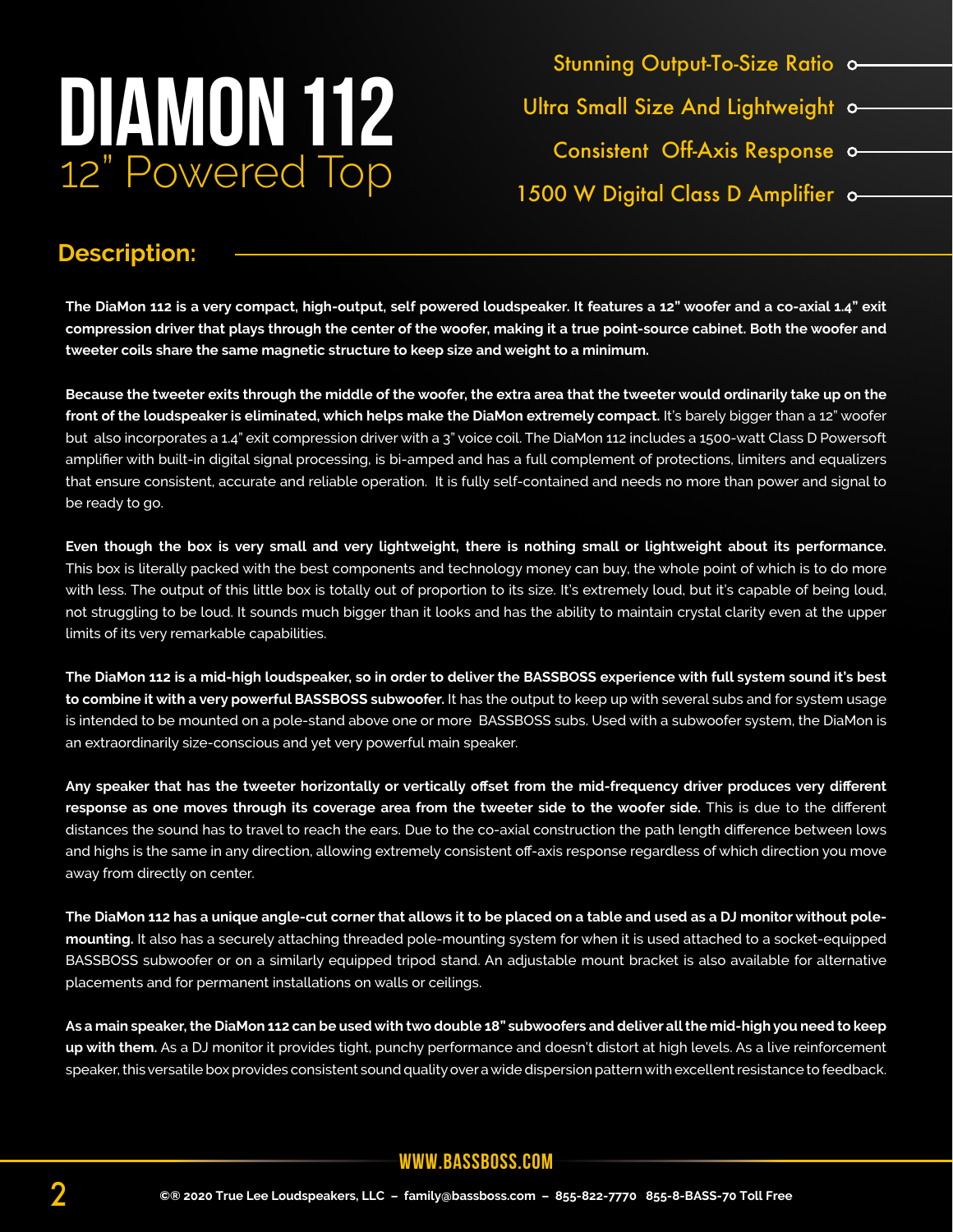# DIAMON 112

## 12" Powered Top

- Stunning Output-To-Size Ratio
- Ultra Small Size And Lightweight
- Consistent Off-Axis Response
- 1500 W Digital Class D Amplifier

## Description:

**The DiaMon 112 is a very compact, high-output, self powered loudspeaker. It features a 12" woofer and a co-axial 1.4" exit compression driver that plays through the center of the woofer, making it a true point-source cabinet. Both the woofer and tweeter coils share the same magnetic structure to keep size and weight to a minimum.**

**Because the tweeter exits through the middle of the woofer, the extra area that the tweeter would ordinarily take up on the front of the loudspeaker is eliminated, which helps make the DiaMon extremely compact.** It's barely bigger than a 12" woofer but also incorporates a 1.4" exit compression driver with a 3" voice coil. The DiaMon 112 includes a 1500-watt Class D Powersoft amplifier with built-in digital signal processing, is bi-amped and has a full complement of protections, limiters and equalizers that ensure consistent, accurate and reliable operation. It is fully self-contained and needs no more than power and signal to be ready to go.

**Even though the box is very small and very lightweight, there is nothing small or lightweight about its performance.** This box is literally packed with the best components and technology money can buy, the whole point of which is to do more with less. The output of this little box is totally out of proportion to its size. It's extremely loud, but it's capable of being loud, not struggling to be loud. It sounds much bigger than it looks and has the ability to maintain crystal clarity even at the upper limits of its very remarkable capabilities.

**The DiaMon 112 is a mid-high loudspeaker, so in order to deliver the BASSBOSS experience with full system sound it's best to combine it with a very powerful BASSBOSS subwoofer.** It has the output to keep up with several subs and for system usage is intended to be mounted on a pole-stand above one or more BASSBOSS subs. Used with a subwoofer system, the DiaMon is an extraordinarily size-conscious and yet very powerful main speaker.

**Any speaker that has the tweeter horizontally or vertically offset from the mid-frequency driver produces very different response as one moves through its coverage area from the tweeter side to the woofer side.** This is due to the different distances the sound has to travel to reach the ears. Due to the co-axial construction the path length difference between lows and highs is the same in any direction, allowing extremely consistent off-axis response regardless of which direction you move away from directly on center.

**The DiaMon 112 has a unique angle-cut corner that allows it to be placed on a table and used as a DJ monitor without pole-mounting.** It also has a securely attaching threaded pole-mounting system for when it is used attached to a socket-equipped BASSBOSS subwoofer or on a similarly equipped tripod stand. An adjustable mount bracket is also available for alternative placements and for permanent installations on walls or ceilings.

**As a main speaker, the DiaMon 112 can be used with two double 18" subwoofers and deliver all the mid-high you need to keep up with them.** As a DJ monitor it provides tight, punchy performance and doesn't distort at high levels. As a live reinforcement speaker, this versatile box provides consistent sound quality over a wide dispersion pattern with excellent resistance to feedback.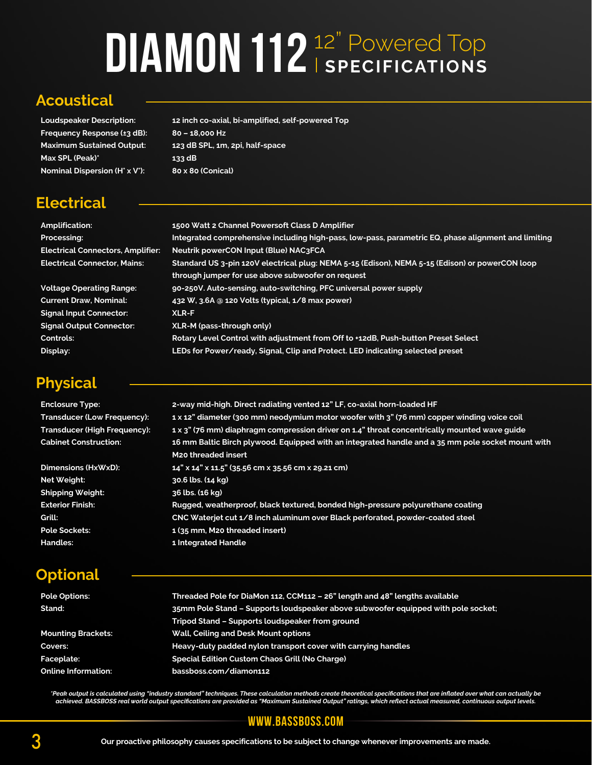# DIAMON 112 12" Powered Top | SPECIFICATIONS

## Acoustical

| | |
|---|---|
| Loudspeaker Description: | 12 inch co-axial, bi-amplified, self-powered Top |
| Frequency Response (±3 dB): | 80 – 18,000 Hz |
| Maximum Sustained Output: | 123 dB SPL, 1m, 2pi, half-space |
| Max SPL (Peak)* | 133 dB |
| Nominal Dispersion (H° x V°): | 80 x 80 (Conical) |

## Electrical

| | |
|---|---|
| Amplification: | 1500 Watt 2 Channel Powersoft Class D Amplifier |
| Processing: | Integrated comprehensive including high-pass, low-pass, parametric EQ, phase alignment and limiting |
| Electrical Connectors, Amplifier: | Neutrik powerCON Input (Blue) NAC3FCA |
| Electrical Connector, Mains: | Standard US 3-pin 120V electrical plug: NEMA 5-15 (Edison), NEMA 5-15 (Edison) or powerCON loop through jumper for use above subwoofer on request |
| Voltage Operating Range: | 90-250V. Auto-sensing, auto-switching, PFC universal power supply |
| Current Draw, Nominal: | 432 W, 3.6A @ 120 Volts (typical, 1/8 max power) |
| Signal Input Connector: | XLR-F |
| Signal Output Connector: | XLR-M (pass-through only) |
| Controls: | Rotary Level Control with adjustment from Off to +12dB, Push-button Preset Select |
| Display: | LEDs for Power/ready, Signal, Clip and Protect. LED indicating selected preset |

## Physical

| | |
|---|---|
| Enclosure Type: | 2-way mid-high. Direct radiating vented 12" LF, co-axial horn-loaded HF |
| Transducer (Low Frequency): | 1 x 12" diameter (300 mm) neodymium motor woofer with 3" (76 mm) copper winding voice coil |
| Transducer (High Frequency): | 1 x 3" (76 mm) diaphragm compression driver on 1.4" throat concentrically mounted wave guide |
| Cabinet Construction: | 16 mm Baltic Birch plywood. Equipped with an integrated handle and a 35 mm pole socket mount with M20 threaded insert |
| Dimensions (HxWxD): | 14" x 14" x 11.5" (35.56 cm x 35.56 cm x 29.21 cm) |
| Net Weight: | 30.6 lbs. (14 kg) |
| Shipping Weight: | 36 lbs. (16 kg) |
| Exterior Finish: | Rugged, weatherproof, black textured, bonded high-pressure polyurethane coating |
| Grill: | CNC Waterjet cut 1/8 inch aluminum over Black perforated, powder-coated steel |
| Pole Sockets: | 1 (35 mm, M20 threaded insert) |
| Handles: | 1 Integrated Handle |

## Optional

| | |
|---|---|
| Pole Options: | Threaded Pole for DiaMon 112, CCM112 – 26" length and 48" lengths available |
| Stand: | 35mm Pole Stand – Supports loudspeaker above subwoofer equipped with pole socket; Tripod Stand – Supports loudspeaker from ground |
| Mounting Brackets: | Wall, Ceiling and Desk Mount options |
| Covers: | Heavy-duty padded nylon transport cover with carrying handles |
| Faceplate: | Special Edition Custom Chaos Grill (No Charge) |
| Online Information: | bassboss.com/diamon112 |

*\*Peak output is calculated using "industry standard" techniques. These calculation methods create theoretical specifications that are inflated over what can actually be achieved. BASSBOSS real world output specifications are provided as "Maximum Sustained Output" ratings, which reflect actual measured, continuous output levels.*

WWW.BASSBOSS.COM

Our proactive philosophy causes specifications to be subject to change whenever improvements are made.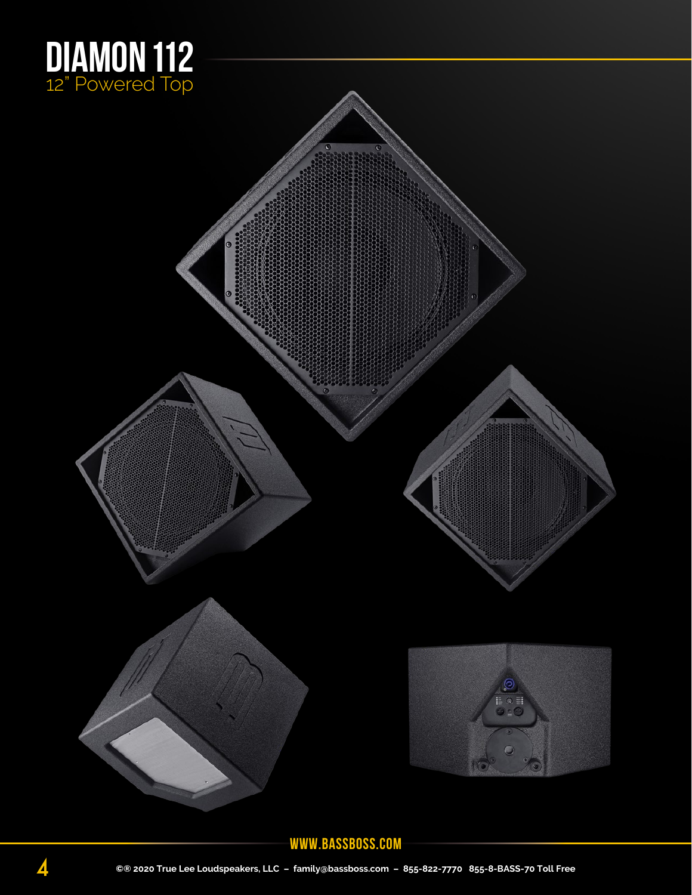# DIAMON 112

12" Powered Top

WWW.BASSBOSS.COM

©® 2020 True Lee Loudspeakers, LLC – family@bassboss.com – 855-822-7770 855-8-BASS-70 Toll Free